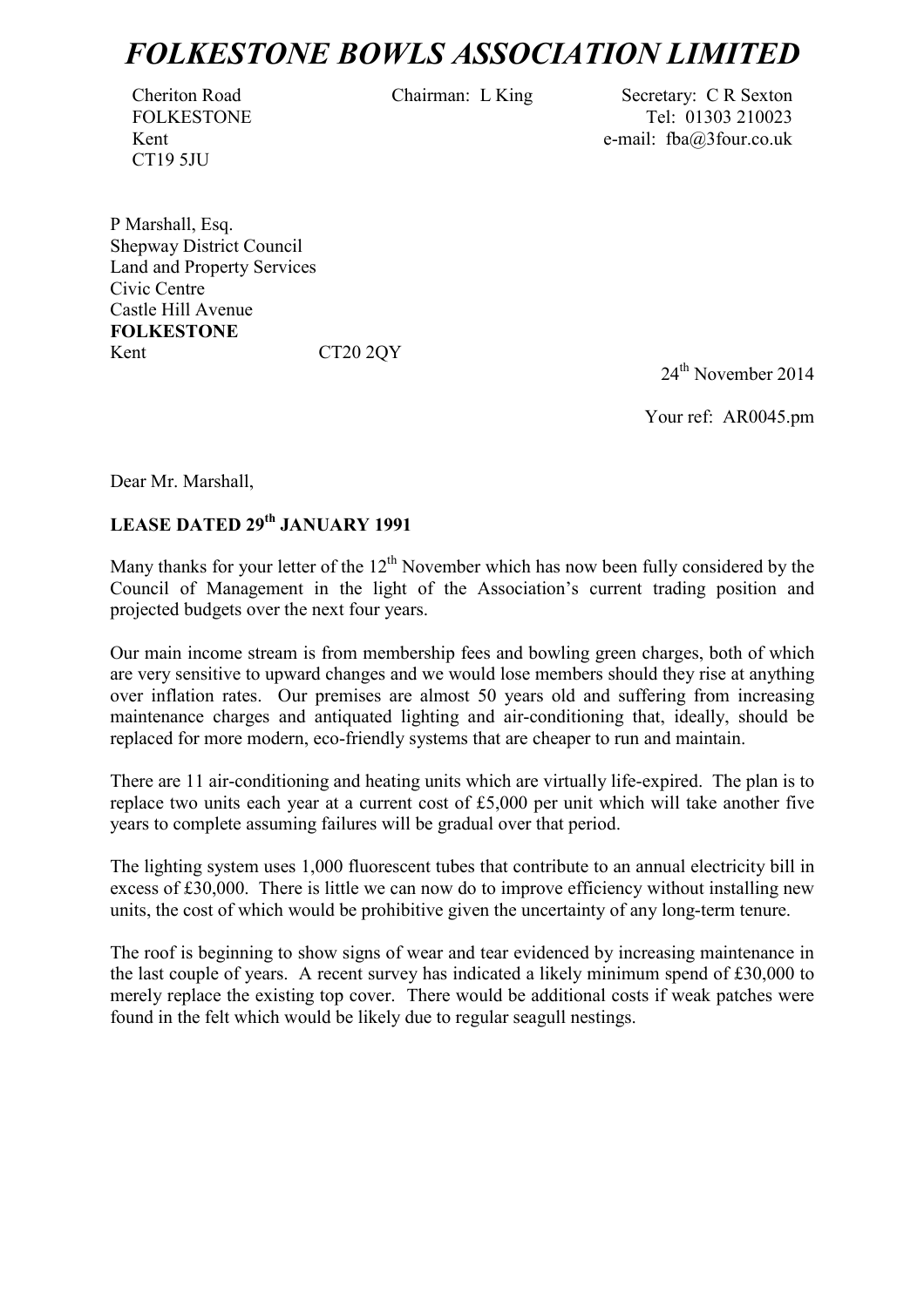# *FOLKESTONE BOWLS ASSOCIATION LIMITED*

Cheriton Road
FOLKESTONE
Kent
CT19 5JU

Chairman: L King

Secretary: C R Sexton
Tel: 01303 210023
e-mail: fba@3four.co.uk

P Marshall, Esq.
Shepway District Council
Land and Property Services
Civic Centre
Castle Hill Avenue
**FOLKESTONE**
Kent CT20 2QY

24th November 2014

Your ref: AR0045.pm

Dear Mr. Marshall,

**LEASE DATED 29th JANUARY 1991**

Many thanks for your letter of the 12th November which has now been fully considered by the Council of Management in the light of the Association's current trading position and projected budgets over the next four years.

Our main income stream is from membership fees and bowling green charges, both of which are very sensitive to upward changes and we would lose members should they rise at anything over inflation rates. Our premises are almost 50 years old and suffering from increasing maintenance charges and antiquated lighting and air-conditioning that, ideally, should be replaced for more modern, eco-friendly systems that are cheaper to run and maintain.

There are 11 air-conditioning and heating units which are virtually life-expired. The plan is to replace two units each year at a current cost of £5,000 per unit which will take another five years to complete assuming failures will be gradual over that period.

The lighting system uses 1,000 fluorescent tubes that contribute to an annual electricity bill in excess of £30,000. There is little we can now do to improve efficiency without installing new units, the cost of which would be prohibitive given the uncertainty of any long-term tenure.

The roof is beginning to show signs of wear and tear evidenced by increasing maintenance in the last couple of years. A recent survey has indicated a likely minimum spend of £30,000 to merely replace the existing top cover. There would be additional costs if weak patches were found in the felt which would be likely due to regular seagull nestings.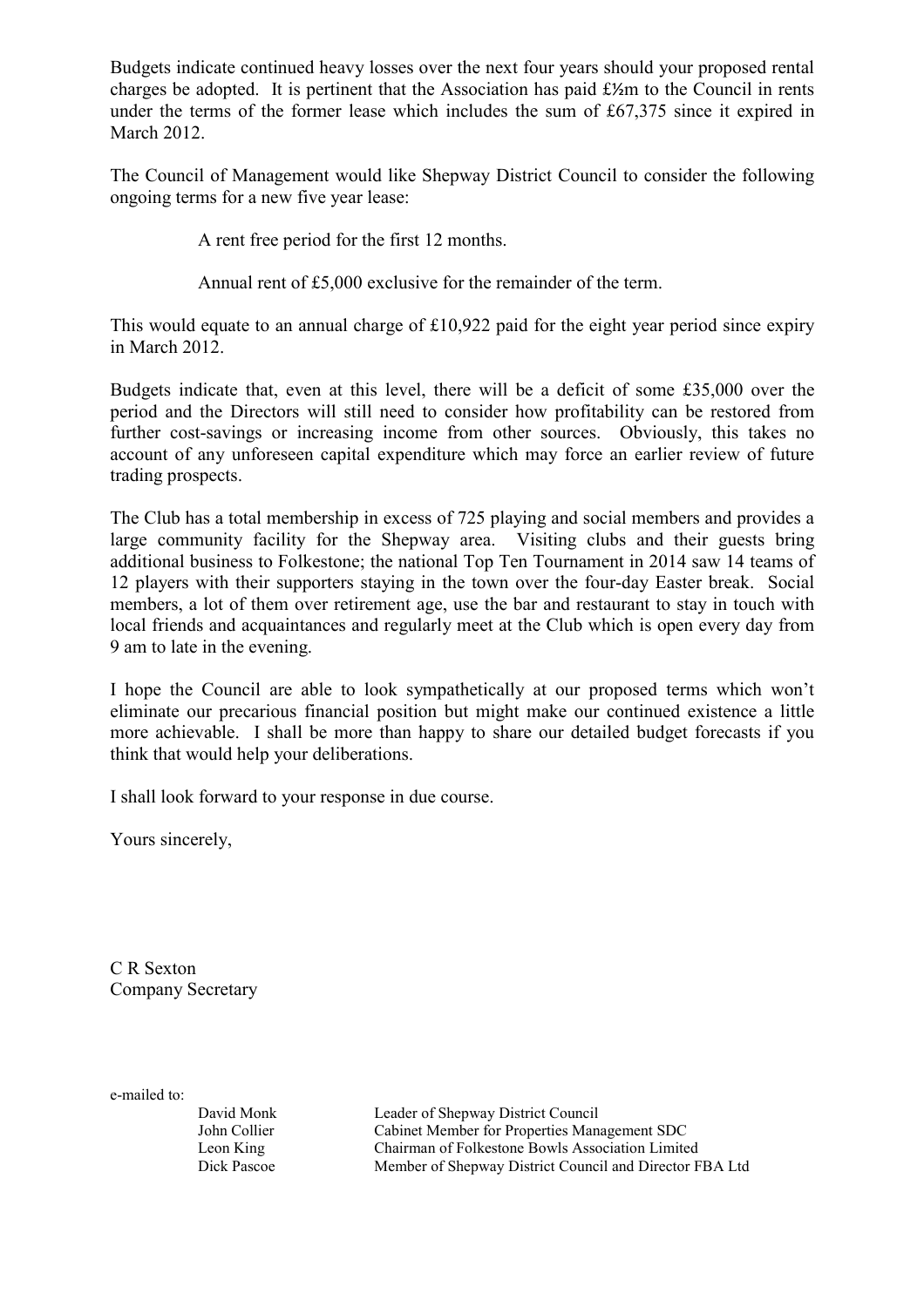Budgets indicate continued heavy losses over the next four years should your proposed rental charges be adopted. It is pertinent that the Association has paid £½m to the Council in rents under the terms of the former lease which includes the sum of £67,375 since it expired in March 2012.

The Council of Management would like Shepway District Council to consider the following ongoing terms for a new five year lease:

A rent free period for the first 12 months.

Annual rent of £5,000 exclusive for the remainder of the term.

This would equate to an annual charge of £10,922 paid for the eight year period since expiry in March 2012.

Budgets indicate that, even at this level, there will be a deficit of some £35,000 over the period and the Directors will still need to consider how profitability can be restored from further cost-savings or increasing income from other sources. Obviously, this takes no account of any unforeseen capital expenditure which may force an earlier review of future trading prospects.

The Club has a total membership in excess of 725 playing and social members and provides a large community facility for the Shepway area. Visiting clubs and their guests bring additional business to Folkestone; the national Top Ten Tournament in 2014 saw 14 teams of 12 players with their supporters staying in the town over the four-day Easter break. Social members, a lot of them over retirement age, use the bar and restaurant to stay in touch with local friends and acquaintances and regularly meet at the Club which is open every day from 9 am to late in the evening.

I hope the Council are able to look sympathetically at our proposed terms which won't eliminate our precarious financial position but might make our continued existence a little more achievable. I shall be more than happy to share our detailed budget forecasts if you think that would help your deliberations.

I shall look forward to your response in due course.

Yours sincerely,

C R Sexton
Company Secretary

e-mailed to:

| | |
|---|---|
| David Monk | Leader of Shepway District Council |
| John Collier | Cabinet Member for Properties Management SDC |
| Leon King | Chairman of Folkestone Bowls Association Limited |
| Dick Pascoe | Member of Shepway District Council and Director FBA Ltd |